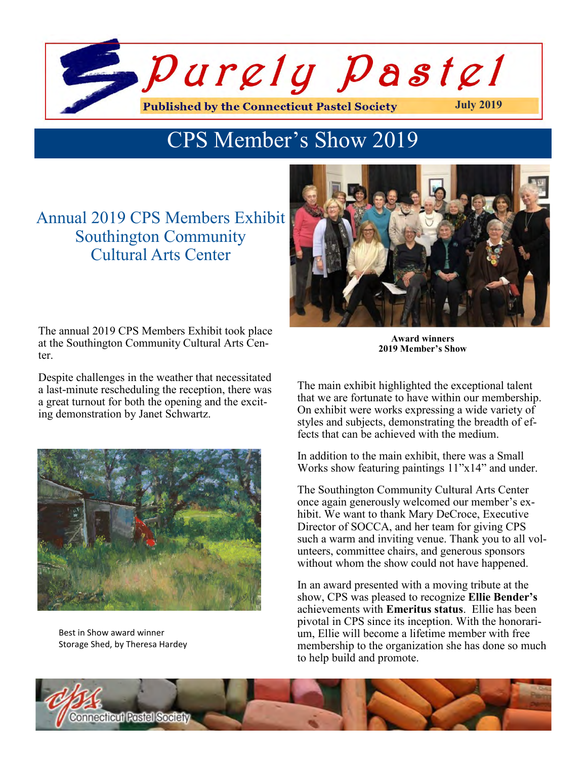# Purely Pastel

**Published by the Connecticut Pastel Society** **July 2019**

## CPS Member's Show 2019

### Annual 2019 CPS Members Exhibit Southington Community Cultural Arts Center

The annual 2019 CPS Members Exhibit took place at the Southington Community Cultural Arts Center.

Despite challenges in the weather that necessitated a last-minute rescheduling the reception, there was a great turnout for both the opening and the exciting demonstration by Janet Schwartz.

Best in Show award winner
Storage Shed, by Theresa Hardey

**Award winners**
**2019 Member's Show**

The main exhibit highlighted the exceptional talent that we are fortunate to have within our membership. On exhibit were works expressing a wide variety of styles and subjects, demonstrating the breadth of effects that can be achieved with the medium.

In addition to the main exhibit, there was a Small Works show featuring paintings 11"x14" and under.

The Southington Community Cultural Arts Center once again generously welcomed our member's exhibit. We want to thank Mary DeCroce, Executive Director of SOCCA, and her team for giving CPS such a warm and inviting venue. Thank you to all volunteers, committee chairs, and generous sponsors without whom the show could not have happened.

In an award presented with a moving tribute at the show, CPS was pleased to recognize **Ellie Bender's** achievements with **Emeritus status**. Ellie has been pivotal in CPS since its inception. With the honorarium, Ellie will become a lifetime member with free membership to the organization she has done so much to help build and promote.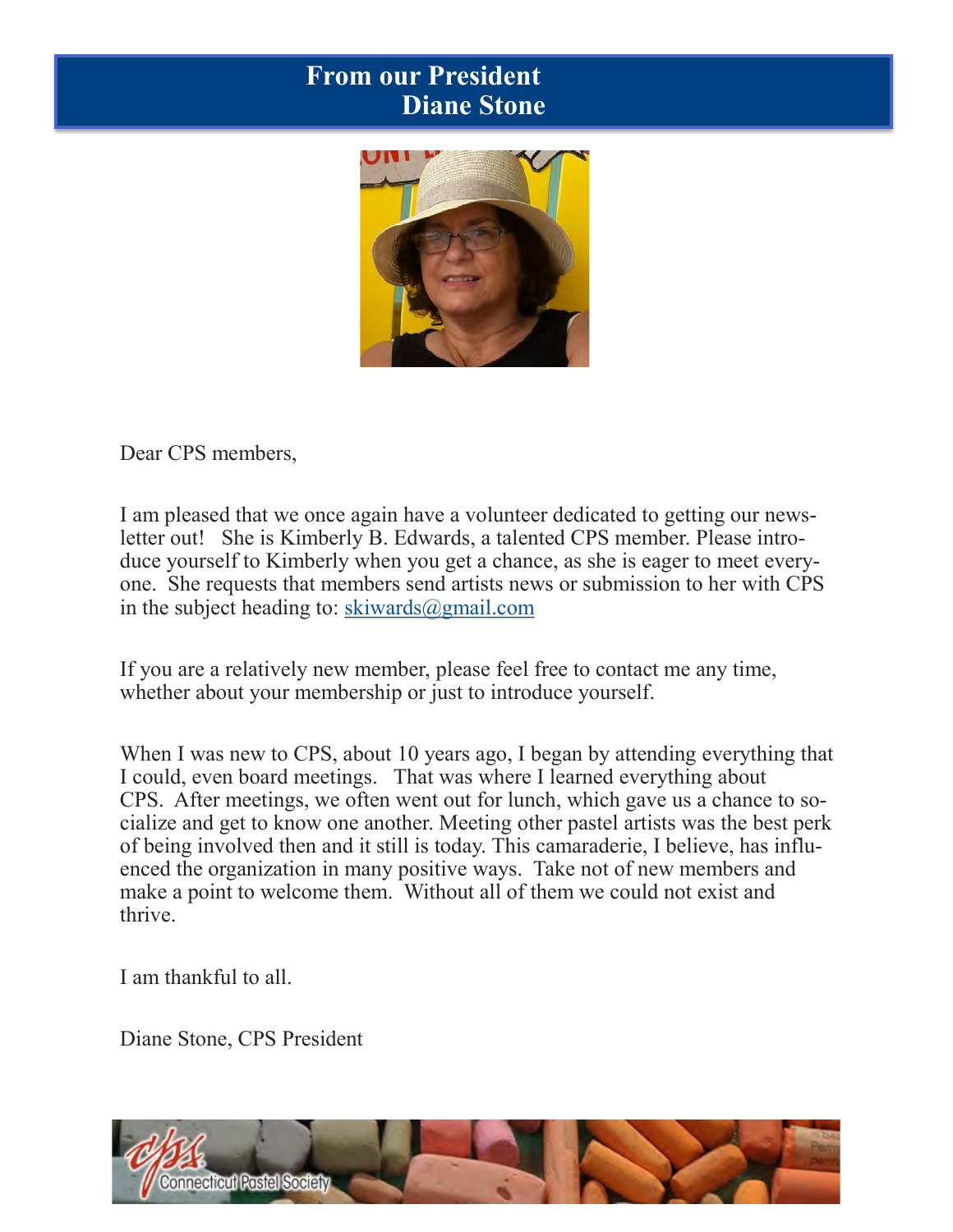# From our President
## Diane Stone

Dear CPS members,

I am pleased that we once again have a volunteer dedicated to getting our newsletter out! She is Kimberly B. Edwards, a talented CPS member. Please introduce yourself to Kimberly when you get a chance, as she is eager to meet everyone. She requests that members send artists news or submission to her with CPS in the subject heading to: skiwards@gmail.com

If you are a relatively new member, please feel free to contact me any time, whether about your membership or just to introduce yourself.

When I was new to CPS, about 10 years ago, I began by attending everything that I could, even board meetings. That was where I learned everything about CPS. After meetings, we often went out for lunch, which gave us a chance to socialize and get to know one another. Meeting other pastel artists was the best perk of being involved then and it still is today. This camaraderie, I believe, has influenced the organization in many positive ways. Take not of new members and make a point to welcome them. Without all of them we could not exist and thrive.

I am thankful to all.

Diane Stone, CPS President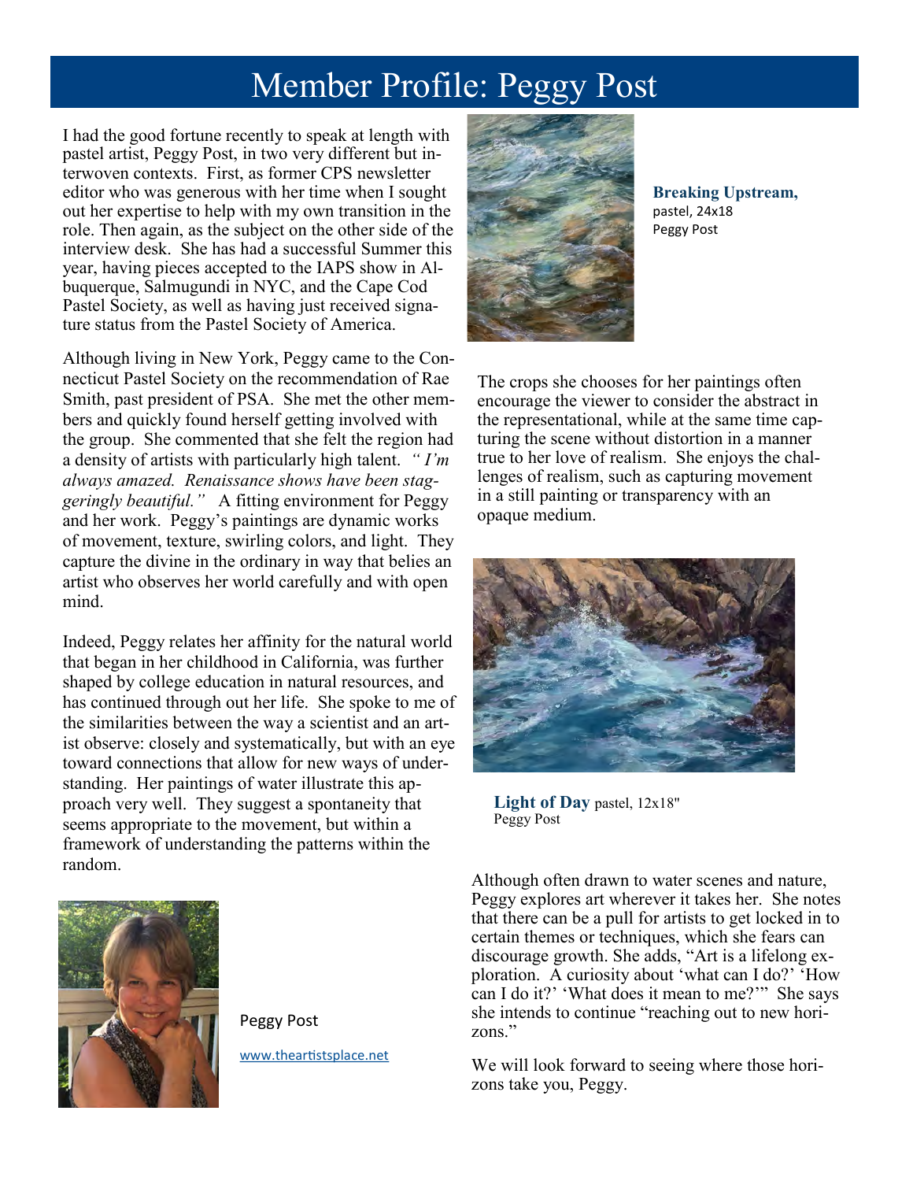# Member Profile: Peggy Post

I had the good fortune recently to speak at length with pastel artist, Peggy Post, in two very different but interwoven contexts. First, as former CPS newsletter editor who was generous with her time when I sought out her expertise to help with my own transition in the role. Then again, as the subject on the other side of the interview desk. She has had a successful Summer this year, having pieces accepted to the IAPS show in Albuquerque, Salmugundi in NYC, and the Cape Cod Pastel Society, as well as having just received signature status from the Pastel Society of America.

Although living in New York, Peggy came to the Connecticut Pastel Society on the recommendation of Rae Smith, past president of PSA. She met the other members and quickly found herself getting involved with the group. She commented that she felt the region had a density of artists with particularly high talent. *" I'm always amazed. Renaissance shows have been staggeringly beautiful."* A fitting environment for Peggy and her work. Peggy's paintings are dynamic works of movement, texture, swirling colors, and light. They capture the divine in the ordinary in way that belies an artist who observes her world carefully and with open mind.

Indeed, Peggy relates her affinity for the natural world that began in her childhood in California, was further shaped by college education in natural resources, and has continued through out her life. She spoke to me of the similarities between the way a scientist and an artist observe: closely and systematically, but with an eye toward connections that allow for new ways of understanding. Her paintings of water illustrate this approach very well. They suggest a spontaneity that seems appropriate to the movement, but within a framework of understanding the patterns within the random.

Peggy Post

www.theartistsplace.net

**Breaking Upstream,** pastel, 24x18
Peggy Post

The crops she chooses for her paintings often encourage the viewer to consider the abstract in the representational, while at the same time capturing the scene without distortion in a manner true to her love of realism. She enjoys the challenges of realism, such as capturing movement in a still painting or transparency with an opaque medium.

**Light of Day** pastel, 12x18"
Peggy Post

Although often drawn to water scenes and nature, Peggy explores art wherever it takes her. She notes that there can be a pull for artists to get locked in to certain themes or techniques, which she fears can discourage growth. She adds, "Art is a lifelong exploration. A curiosity about 'what can I do?' 'How can I do it?' 'What does it mean to me?'" She says she intends to continue "reaching out to new horizons."

We will look forward to seeing where those horizons take you, Peggy.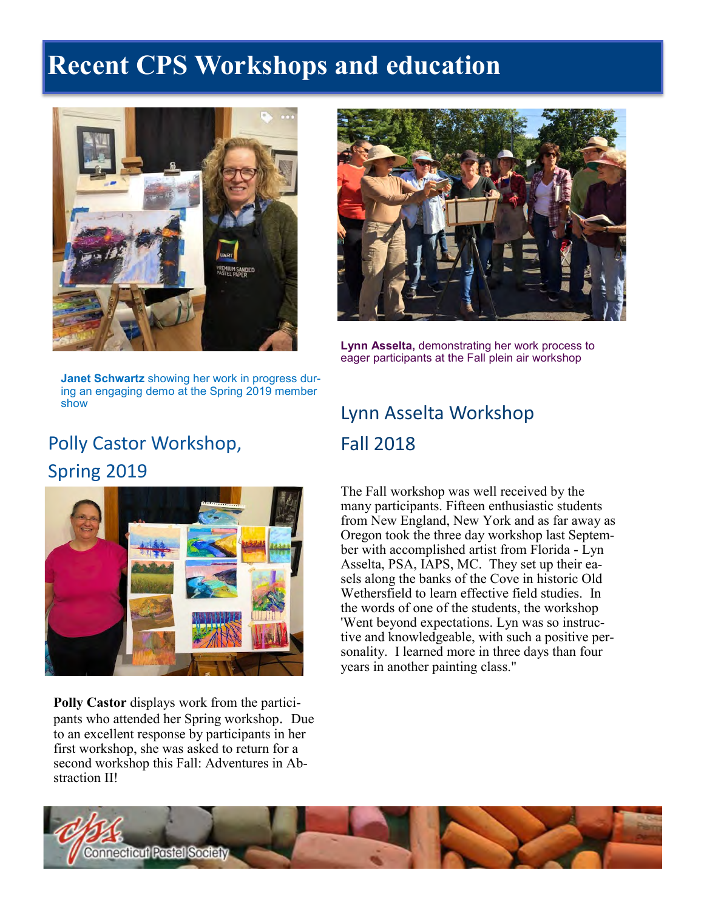# Recent CPS Workshops and education

**Janet Schwartz** showing her work in progress during an engaging demo at the Spring 2019 member show

**Lynn Asselta,** demonstrating her work process to eager participants at the Fall plein air workshop

## Polly Castor Workshop, Spring 2019

**Polly Castor** displays work from the participants who attended her Spring workshop. Due to an excellent response by participants in her first workshop, she was asked to return for a second workshop this Fall: Adventures in Abstraction II!

## Lynn Asselta Workshop Fall 2018

The Fall workshop was well received by the many participants. Fifteen enthusiastic students from New England, New York and as far away as Oregon took the three day workshop last September with accomplished artist from Florida - Lyn Asselta, PSA, IAPS, MC. They set up their easels along the banks of the Cove in historic Old Wethersfield to learn effective field studies. In the words of one of the students, the workshop 'Went beyond expectations. Lyn was so instructive and knowledgeable, with such a positive personality. I learned more in three days than four years in another painting class."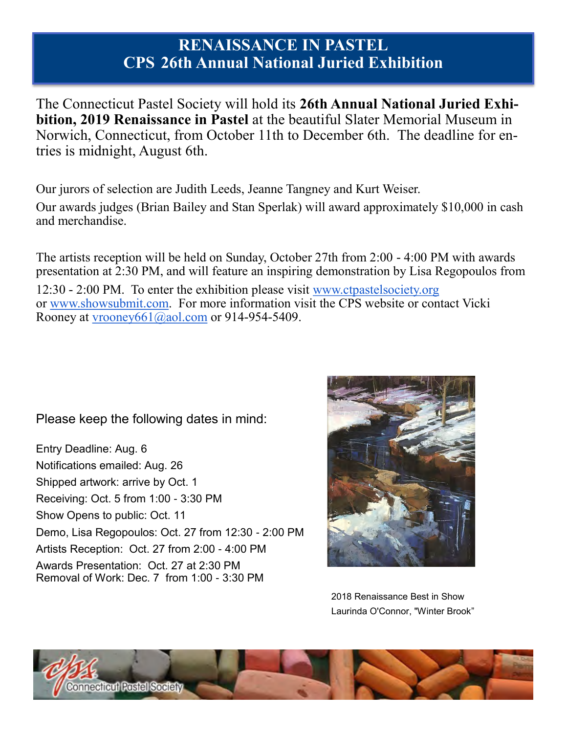# RENAISSANCE IN PASTEL
## CPS 26th Annual National Juried Exhibition

The Connecticut Pastel Society will hold its **26th Annual National Juried Exhibition, 2019 Renaissance in Pastel** at the beautiful Slater Memorial Museum in Norwich, Connecticut, from October 11th to December 6th. The deadline for entries is midnight, August 6th.

Our jurors of selection are Judith Leeds, Jeanne Tangney and Kurt Weiser.

Our awards judges (Brian Bailey and Stan Sperlak) will award approximately $10,000 in cash and merchandise.

The artists reception will be held on Sunday, October 27th from 2:00 - 4:00 PM with awards presentation at 2:30 PM, and will feature an inspiring demonstration by Lisa Regopoulos from 12:30 - 2:00 PM. To enter the exhibition please visit www.ctpastelsociety.org or www.showsubmit.com. For more information visit the CPS website or contact Vicki Rooney at vrooney661@aol.com or 914-954-5409.

Please keep the following dates in mind:

Entry Deadline: Aug. 6
Notifications emailed: Aug. 26
Shipped artwork: arrive by Oct. 1
Receiving: Oct. 5 from 1:00 - 3:30 PM
Show Opens to public: Oct. 11
Demo, Lisa Regopoulos: Oct. 27 from 12:30 - 2:00 PM
Artists Reception: Oct. 27 from 2:00 - 4:00 PM
Awards Presentation: Oct. 27 at 2:30 PM
Removal of Work: Dec. 7 from 1:00 - 3:30 PM

2018 Renaissance Best in Show
Laurinda O'Connor, "Winter Brook"

Connecticut Pastel Society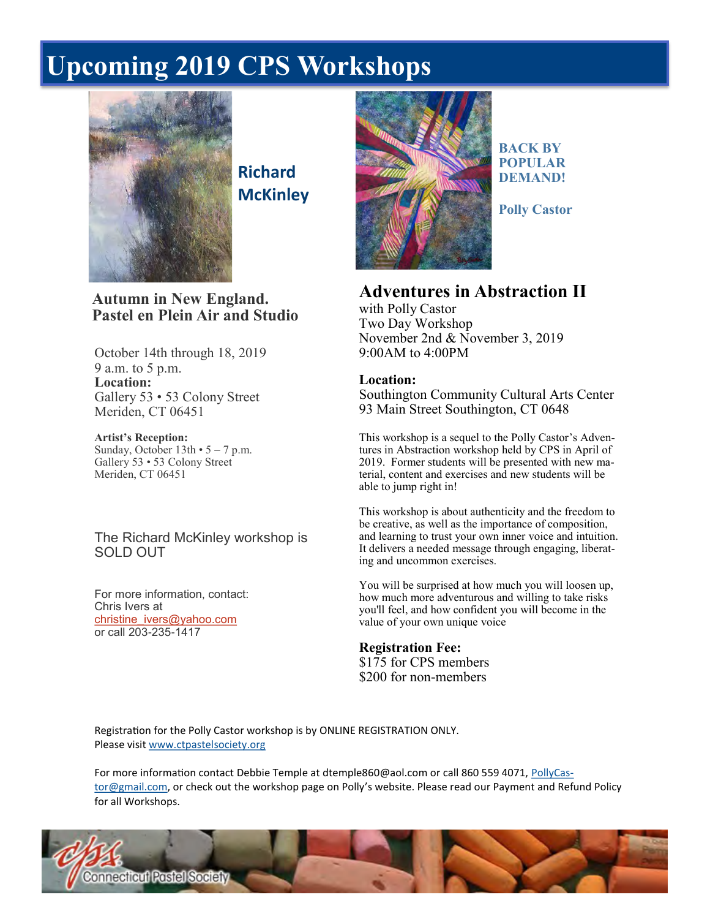# Upcoming 2019 CPS Workshops

## Richard McKinley

### Autumn in New England. Pastel en Plein Air and Studio

October 14th through 18, 2019
9 a.m. to 5 p.m.
**Location:**
Gallery 53 • 53 Colony Street
Meriden, CT 06451

**Artist's Reception:**
Sunday, October 13th • 5 – 7 p.m.
Gallery 53 • 53 Colony Street
Meriden, CT 06451

The Richard McKinley workshop is SOLD OUT

For more information, contact:
Chris Ivers at
christine_ivers@yahoo.com
or call 203-235-1417

**BACK BY POPULAR DEMAND!**

**Polly Castor**

### Adventures in Abstraction II

with Polly Castor
Two Day Workshop
November 2nd & November 3, 2019
9:00AM to 4:00PM

**Location:**
Southington Community Cultural Arts Center
93 Main Street Southington, CT 0648

This workshop is a sequel to the Polly Castor's Adventures in Abstraction workshop held by CPS in April of 2019. Former students will be presented with new material, content and exercises and new students will be able to jump right in!

This workshop is about authenticity and the freedom to be creative, as well as the importance of composition, and learning to trust your own inner voice and intuition. It delivers a needed message through engaging, liberating and uncommon exercises.

You will be surprised at how much you will loosen up, how much more adventurous and willing to take risks you'll feel, and how confident you will become in the value of your own unique voice

**Registration Fee:**
$175 for CPS members
$200 for non-members

Registration for the Polly Castor workshop is by ONLINE REGISTRATION ONLY. Please visit www.ctpastelsociety.org

For more information contact Debbie Temple at dtemple860@aol.com or call 860 559 4071, PollyCastor@gmail.com, or check out the workshop page on Polly's website. Please read our Payment and Refund Policy for all Workshops.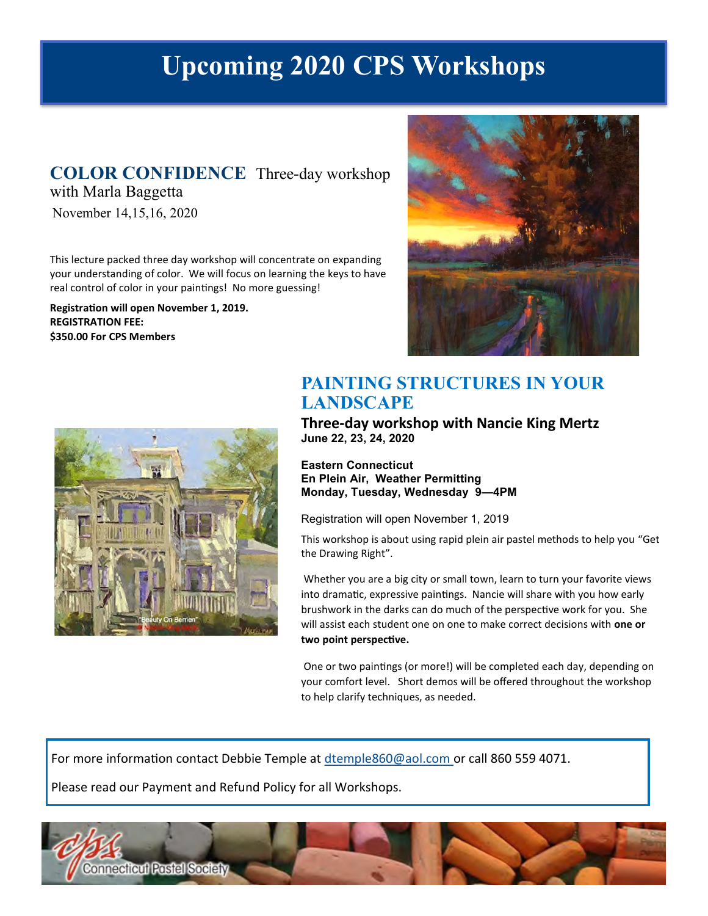# Upcoming 2020 CPS Workshops

## COLOR CONFIDENCE Three-day workshop with Marla Baggetta

November 14,15,16, 2020

This lecture packed three day workshop will concentrate on expanding your understanding of color. We will focus on learning the keys to have real control of color in your paintings! No more guessing!

**Registration will open November 1, 2019.**
**REGISTRATION FEE:**
**$350.00 For CPS Members**

## PAINTING STRUCTURES IN YOUR LANDSCAPE

### Three-day workshop with Nancie King Mertz

**June 22, 23, 24, 2020**

**Eastern Connecticut**
**En Plein Air, Weather Permitting**
**Monday, Tuesday, Wednesday 9—4PM**

Registration will open November 1, 2019

This workshop is about using rapid plein air pastel methods to help you "Get the Drawing Right".

Whether you are a big city or small town, learn to turn your favorite views into dramatic, expressive paintings. Nancie will share with you how early brushwork in the darks can do much of the perspective work for you. She will assist each student one on one to make correct decisions with **one or two point perspective.**

One or two paintings (or more!) will be completed each day, depending on your comfort level. Short demos will be offered throughout the workshop to help clarify techniques, as needed.

For more information contact Debbie Temple at dtemple860@aol.com or call 860 559 4071.

Please read our Payment and Refund Policy for all Workshops.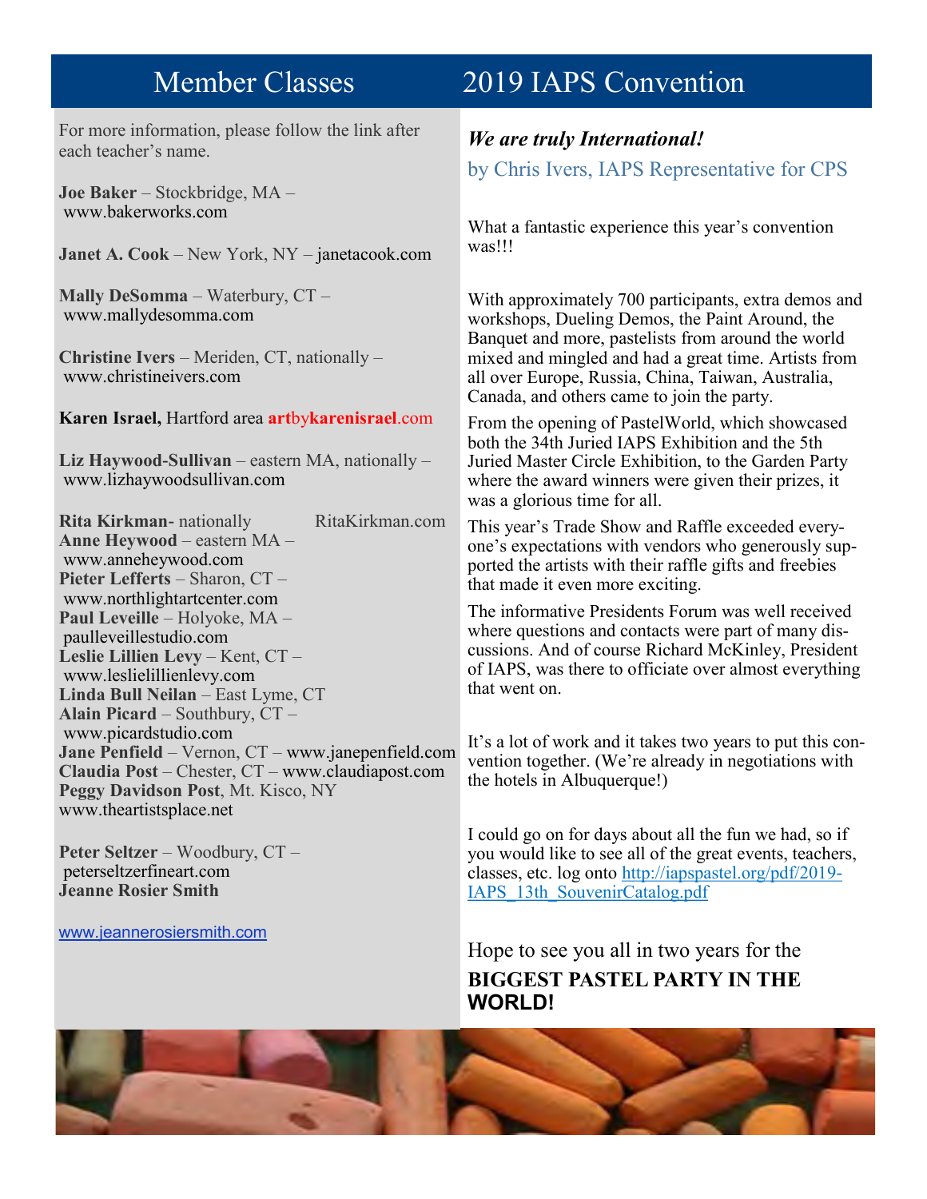# Member Classes

For more information, please follow the link after each teacher's name.

**Joe Baker** – Stockbridge, MA – www.bakerworks.com

**Janet A. Cook** – New York, NY – janetacook.com

**Mally DeSomma** – Waterbury, CT – www.mallydesomma.com

**Christine Ivers** – Meriden, CT, nationally – www.christineivers.com

**Karen Israel,** Hartford area **art**by**karenisrael**.com

**Liz Haywood-Sullivan** – eastern MA, nationally – www.lizhaywoodsullivan.com

**Rita Kirkman**- nationally RitaKirkman.com
**Anne Heywood** – eastern MA – www.anneheywood.com
**Pieter Lefferts** – Sharon, CT – www.northlightartcenter.com
**Paul Leveille** – Holyoke, MA – paulleveillestudio.com
**Leslie Lillien Levy** – Kent, CT – www.leslielillienlevy.com
**Linda Bull Neilan** – East Lyme, CT
**Alain Picard** – Southbury, CT – www.picardstudio.com
**Jane Penfield** – Vernon, CT – www.janepenfield.com
**Claudia Post** – Chester, CT – www.claudiapost.com
**Peggy Davidson Post**, Mt. Kisco, NY www.theartistsplace.net

**Peter Seltzer** – Woodbury, CT – peterseltzerfineart.com
**Jeanne Rosier Smith**

www.jeannerosiersmith.com

# 2019 IAPS Convention

***We are truly International!***

by Chris Ivers, IAPS Representative for CPS

What a fantastic experience this year's convention was!!!

With approximately 700 participants, extra demos and workshops, Dueling Demos, the Paint Around, the Banquet and more, pastelists from around the world mixed and mingled and had a great time. Artists from all over Europe, Russia, China, Taiwan, Australia, Canada, and others came to join the party.

From the opening of PastelWorld, which showcased both the 34th Juried IAPS Exhibition and the 5th Juried Master Circle Exhibition, to the Garden Party where the award winners were given their prizes, it was a glorious time for all.

This year's Trade Show and Raffle exceeded everyone's expectations with vendors who generously supported the artists with their raffle gifts and freebies that made it even more exciting.

The informative Presidents Forum was well received where questions and contacts were part of many discussions. And of course Richard McKinley, President of IAPS, was there to officiate over almost everything that went on.

It's a lot of work and it takes two years to put this convention together. (We're already in negotiations with the hotels in Albuquerque!)

I could go on for days about all the fun we had, so if you would like to see all of the great events, teachers, classes, etc. log onto http://iapspastel.org/pdf/2019-IAPS_13th_SouvenirCatalog.pdf

Hope to see you all in two years for the

**BIGGEST PASTEL PARTY IN THE WORLD!**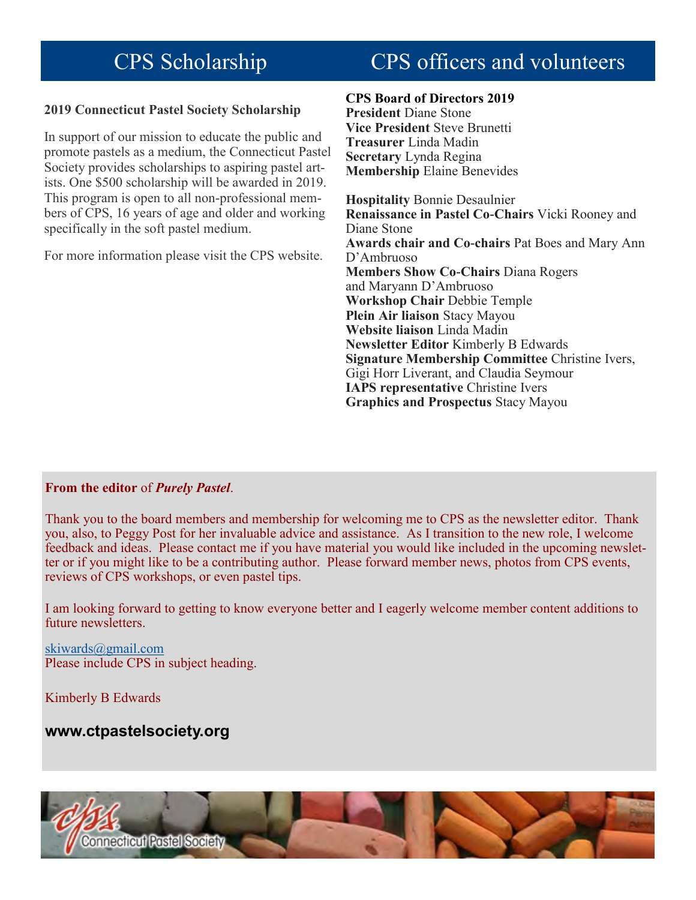## CPS Scholarship

**2019 Connecticut Pastel Society Scholarship**

In support of our mission to educate the public and promote pastels as a medium, the Connecticut Pastel Society provides scholarships to aspiring pastel artists. One $500 scholarship will be awarded in 2019. This program is open to all non-professional members of CPS, 16 years of age and older and working specifically in the soft pastel medium.

For more information please visit the CPS website.

## CPS officers and volunteers

**CPS Board of Directors 2019**
**President** Diane Stone
**Vice President** Steve Brunetti
**Treasurer** Linda Madin
**Secretary** Lynda Regina
**Membership** Elaine Benevides

**Hospitality** Bonnie Desaulnier
**Renaissance in Pastel Co-Chairs** Vicki Rooney and Diane Stone
**Awards chair and Co-chairs** Pat Boes and Mary Ann D'Ambruoso
**Members Show Co-Chairs** Diana Rogers and Maryann D'Ambruoso
**Workshop Chair** Debbie Temple
**Plein Air liaison** Stacy Mayou
**Website liaison** Linda Madin
**Newsletter Editor** Kimberly B Edwards
**Signature Membership Committee** Christine Ivers, Gigi Horr Liverant, and Claudia Seymour
**IAPS representative** Christine Ivers
**Graphics and Prospectus** Stacy Mayou

**From the editor** of ***Purely Pastel***.

Thank you to the board members and membership for welcoming me to CPS as the newsletter editor. Thank you, also, to Peggy Post for her invaluable advice and assistance. As I transition to the new role, I welcome feedback and ideas. Please contact me if you have material you would like included in the upcoming newsletter or if you might like to be a contributing author. Please forward member news, photos from CPS events, reviews of CPS workshops, or even pastel tips.

I am looking forward to getting to know everyone better and I eagerly welcome member content additions to future newsletters.

skiwards@gmail.com
Please include CPS in subject heading.

Kimberly B Edwards

**www.ctpastelsociety.org**

Connecticut Pastel Society